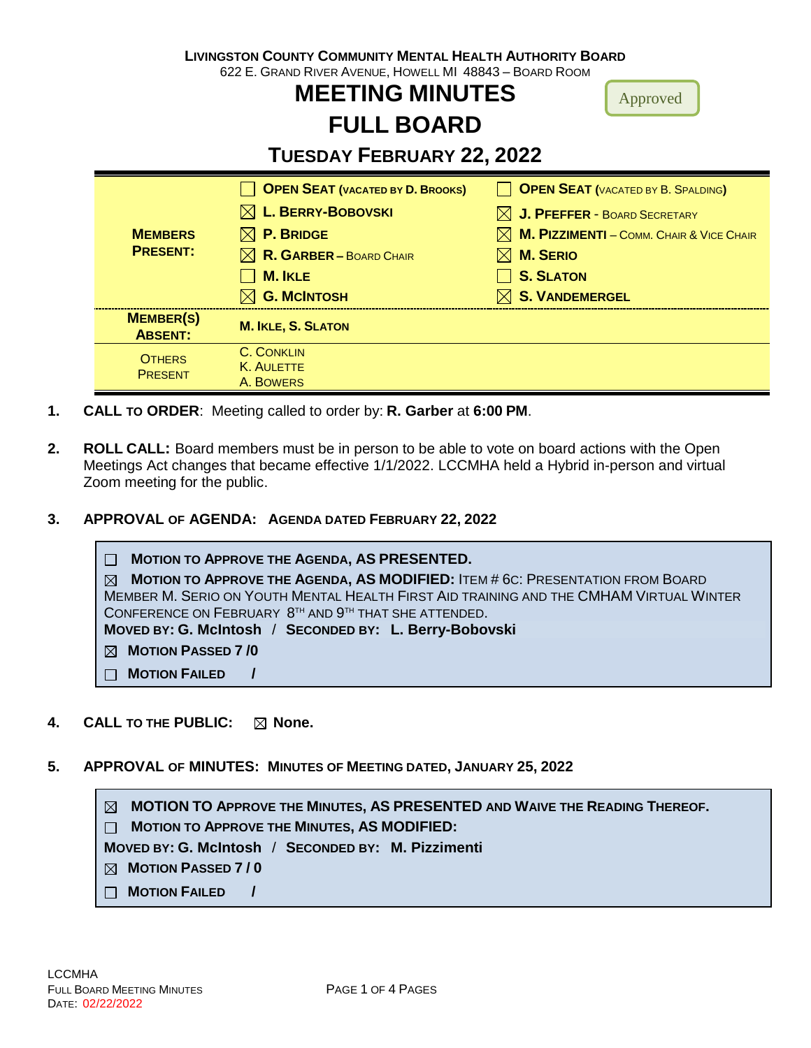**LIVINGSTON COUNTY COMMUNITY MENTAL HEALTH AUTHORITY BOARD**

622 E. GRAND RIVER AVENUE, HOWELL MI 48843 – BOARD ROOM

# MEETING MINUTES

# FULL BOARD

Approved

## TUESDAY FEBRUARY 22, 2022

| | | |
|---|---|---|
| **MEMBERS PRESENT:** | ☐ **OPEN SEAT (VACATED BY D. BROOKS)** | ☐ **OPEN SEAT (VACATED BY B. SPALDING)** |
| | ☒ **L. BERRY-BOBOVSKI** | ☒ **J. PFEFFER** - BOARD SECRETARY |
| | ☒ **P. BRIDGE** | ☒ **M. PIZZIMENTI** – COMM. CHAIR & VICE CHAIR |
| | ☒ **R. GARBER** – BOARD CHAIR | ☒ **M. SERIO** |
| | ☐ **M. IKLE** | ☐ **S. SLATON** |
| | ☒ **G. MCINTOSH** | ☒ **S. VANDEMERGEL** |
| **MEMBER(S) ABSENT:** | **M. IKLE, S. SLATON** | |
| OTHERS PRESENT | C. CONKLIN<br>K. AULETTE<br>A. BOWERS | |

1. **CALL TO ORDER**: Meeting called to order by: **R. Garber** at **6:00 PM**.

2. **ROLL CALL:** Board members must be in person to be able to vote on board actions with the Open Meetings Act changes that became effective 1/1/2022. LCCMHA held a Hybrid in-person and virtual Zoom meeting for the public.

3. **APPROVAL OF AGENDA: AGENDA DATED FEBRUARY 22, 2022**

   ☐ **MOTION TO APPROVE THE AGENDA, AS PRESENTED.**
   
   ☒ **MOTION TO APPROVE THE AGENDA, AS MODIFIED:** ITEM # 6C: PRESENTATION FROM BOARD MEMBER M. SERIO ON YOUTH MENTAL HEALTH FIRST AID TRAINING AND THE CMHAM VIRTUAL WINTER CONFERENCE ON FEBRUARY 8TH AND 9TH THAT SHE ATTENDED.
   
   **MOVED BY: G. McIntosh** / **SECONDED BY: L. Berry-Bobovski**
   
   ☒ **MOTION PASSED 7 /0**
   
   ☐ **MOTION FAILED /**

4. **CALL TO THE PUBLIC:** ☒ **None.**

5. **APPROVAL OF MINUTES: MINUTES OF MEETING DATED, JANUARY 25, 2022**

   ☒ **MOTION TO APPROVE THE MINUTES, AS PRESENTED AND WAIVE THE READING THEREOF.**
   
   ☐ **MOTION TO APPROVE THE MINUTES, AS MODIFIED:**
   
   **MOVED BY: G. McIntosh** / **SECONDED BY: M. Pizzimenti**
   
   ☒ **MOTION PASSED 7 / 0**
   
   ☐ **MOTION FAILED /**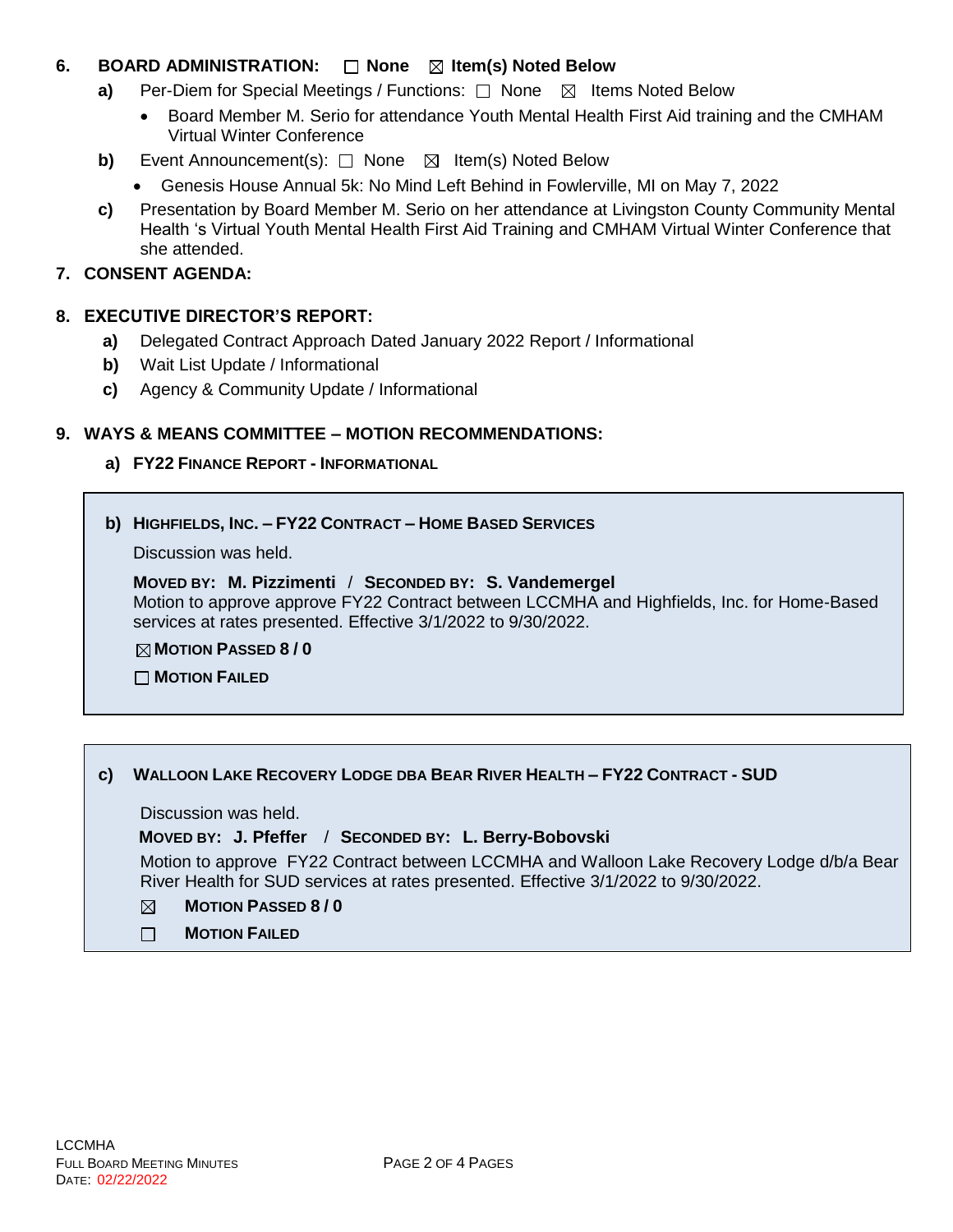**6. BOARD ADMINISTRATION:** ☐ **None** ☒ **Item(s) Noted Below**

- **a)** Per-Diem for Special Meetings / Functions: ☐ None ☒ Items Noted Below
  - Board Member M. Serio for attendance Youth Mental Health First Aid training and the CMHAM Virtual Winter Conference
- **b)** Event Announcement(s): ☐ None ☒ Item(s) Noted Below
  - Genesis House Annual 5k: No Mind Left Behind in Fowlerville, MI on May 7, 2022
- **c)** Presentation by Board Member M. Serio on her attendance at Livingston County Community Mental Health 's Virtual Youth Mental Health First Aid Training and CMHAM Virtual Winter Conference that she attended.

**7. CONSENT AGENDA:**

**8. EXECUTIVE DIRECTOR'S REPORT:**

- **a)** Delegated Contract Approach Dated January 2022 Report / Informational
- **b)** Wait List Update / Informational
- **c)** Agency & Community Update / Informational

**9. WAYS & MEANS COMMITTEE – MOTION RECOMMENDATIONS:**

**a) FY22 FINANCE REPORT - INFORMATIONAL**

**b) HIGHFIELDS, INC. – FY22 CONTRACT – HOME BASED SERVICES**

Discussion was held.

**MOVED BY: M. Pizzimenti** / **SECONDED BY: S. Vandemergel**
Motion to approve approve FY22 Contract between LCCMHA and Highfields, Inc. for Home-Based services at rates presented. Effective 3/1/2022 to 9/30/2022.

☒ **MOTION PASSED 8 / 0**

☐ **MOTION FAILED**

**c) WALLOON LAKE RECOVERY LODGE DBA BEAR RIVER HEALTH – FY22 CONTRACT - SUD**

Discussion was held.

**MOVED BY: J. Pfeffer** / **SECONDED BY: L. Berry-Bobovski**

Motion to approve FY22 Contract between LCCMHA and Walloon Lake Recovery Lodge d/b/a Bear River Health for SUD services at rates presented. Effective 3/1/2022 to 9/30/2022.

☒ **MOTION PASSED 8 / 0**

☐ **MOTION FAILED**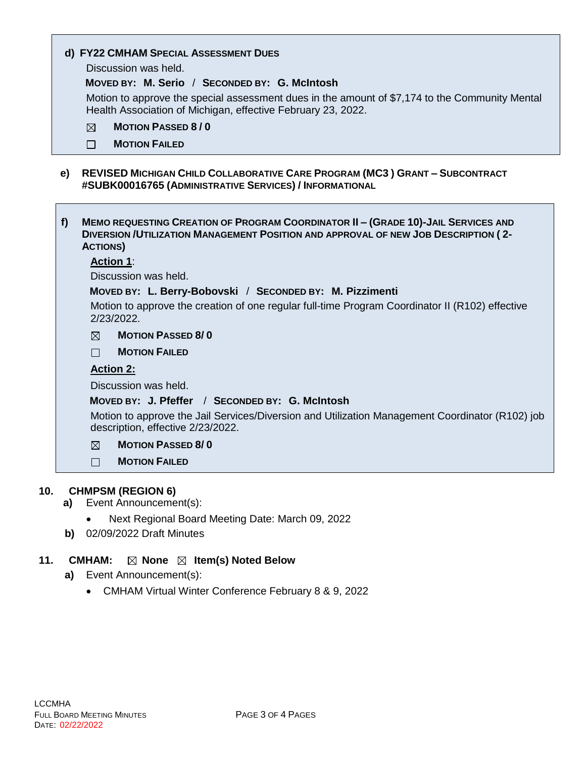**d) FY22 CMHAM SPECIAL ASSESSMENT DUES**

Discussion was held.

**MOVED BY: M. Serio** / **SECONDED BY: G. McIntosh**

Motion to approve the special assessment dues in the amount of $7,174 to the Community Mental Health Association of Michigan, effective February 23, 2022.

☒ **MOTION PASSED 8 / 0**

☐ **MOTION FAILED**

**e) REVISED MICHIGAN CHILD COLLABORATIVE CARE PROGRAM (MC3 ) GRANT – SUBCONTRACT #SUBK00016765 (ADMINISTRATIVE SERVICES) / INFORMATIONAL**

**f) MEMO REQUESTING CREATION OF PROGRAM COORDINATOR II – (GRADE 10)-JAIL SERVICES AND DIVERSION /UTILIZATION MANAGEMENT POSITION AND APPROVAL OF NEW JOB DESCRIPTION ( 2-ACTIONS)**

**Action 1**:

Discussion was held.

**MOVED BY: L. Berry-Bobovski** / **SECONDED BY: M. Pizzimenti**

Motion to approve the creation of one regular full-time Program Coordinator II (R102) effective 2/23/2022.

☒ **MOTION PASSED 8/ 0**

☐ **MOTION FAILED**

**Action 2:**

Discussion was held.

**MOVED BY: J. Pfeffer** / **SECONDED BY: G. McIntosh**

Motion to approve the Jail Services/Diversion and Utilization Management Coordinator (R102) job description, effective 2/23/2022.

☒ **MOTION PASSED 8/ 0**

☐ **MOTION FAILED**

## 10. CHMPSM (REGION 6)

**a)** Event Announcement(s):

- Next Regional Board Meeting Date: March 09, 2022

**b)** 02/09/2022 Draft Minutes

## 11. CMHAM: ☒ None ☒ Item(s) Noted Below

**a)** Event Announcement(s):

- CMHAM Virtual Winter Conference February 8 & 9, 2022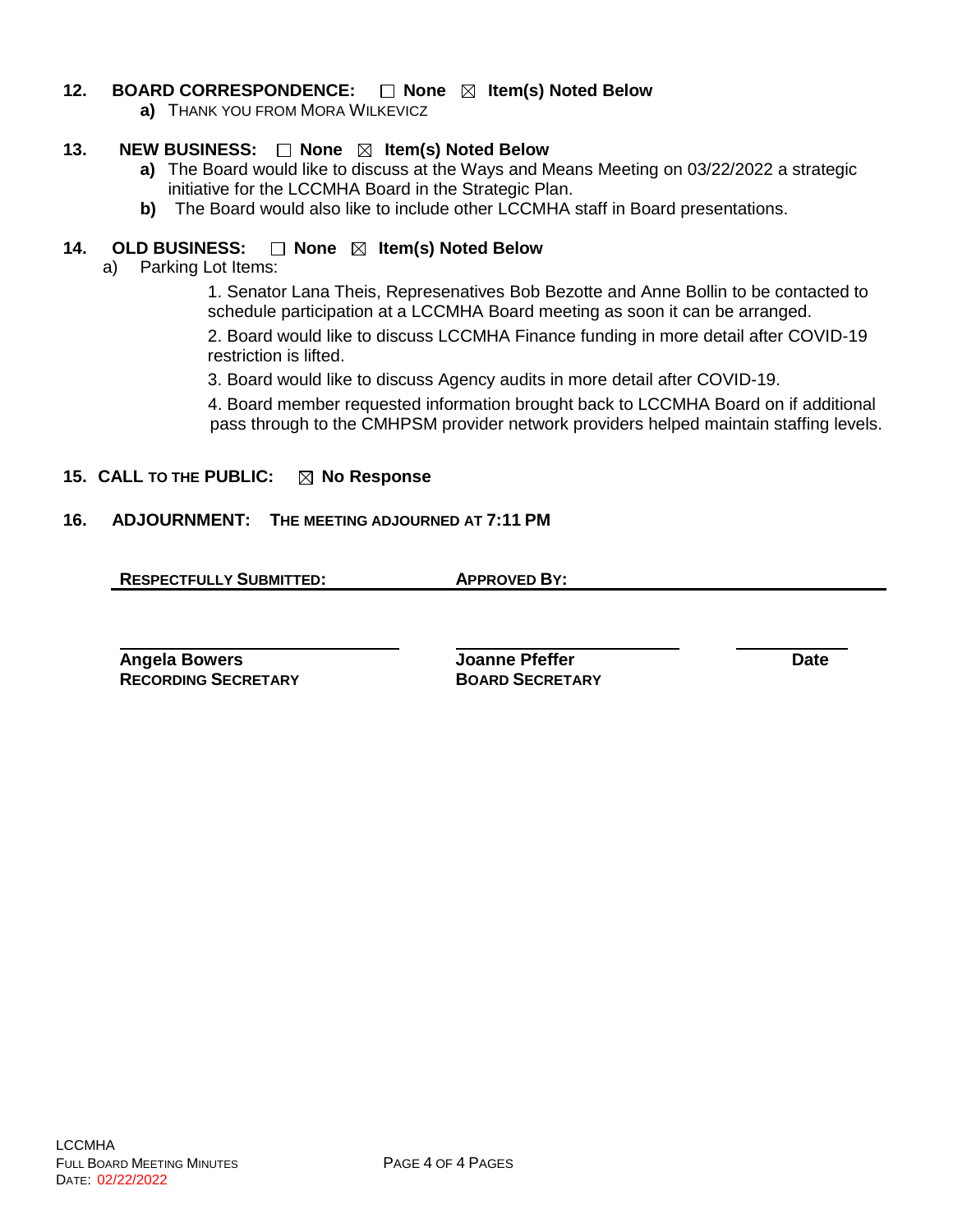**12. BOARD CORRESPONDENCE:** ☐ **None** ☒ **Item(s) Noted Below**

**a)** THANK YOU FROM MORA WILKEVICZ

**13. NEW BUSINESS:** ☐ **None** ☒ **Item(s) Noted Below**

**a)** The Board would like to discuss at the Ways and Means Meeting on 03/22/2022 a strategic initiative for the LCCMHA Board in the Strategic Plan.

**b)** The Board would also like to include other LCCMHA staff in Board presentations.

**14. OLD BUSINESS:** ☐ **None** ☒ **Item(s) Noted Below**

a) Parking Lot Items:

1. Senator Lana Theis, Represenatives Bob Bezotte and Anne Bollin to be contacted to schedule participation at a LCCMHA Board meeting as soon it can be arranged.
2. Board would like to discuss LCCMHA Finance funding in more detail after COVID-19 restriction is lifted.
3. Board would like to discuss Agency audits in more detail after COVID-19.
4. Board member requested information brought back to LCCMHA Board on if additional pass through to the CMHPSM provider network providers helped maintain staffing levels.

**15. CALL TO THE PUBLIC:** ☒ **No Response**

**16. ADJOURNMENT: THE MEETING ADJOURNED AT 7:11 PM**

| **RESPECTFULLY SUBMITTED:** | **APPROVED BY:** | |
|---|---|---|
| **Angela Bowers** | **Joanne Pfeffer** | **Date** |
| **RECORDING SECRETARY** | **BOARD SECRETARY** | |